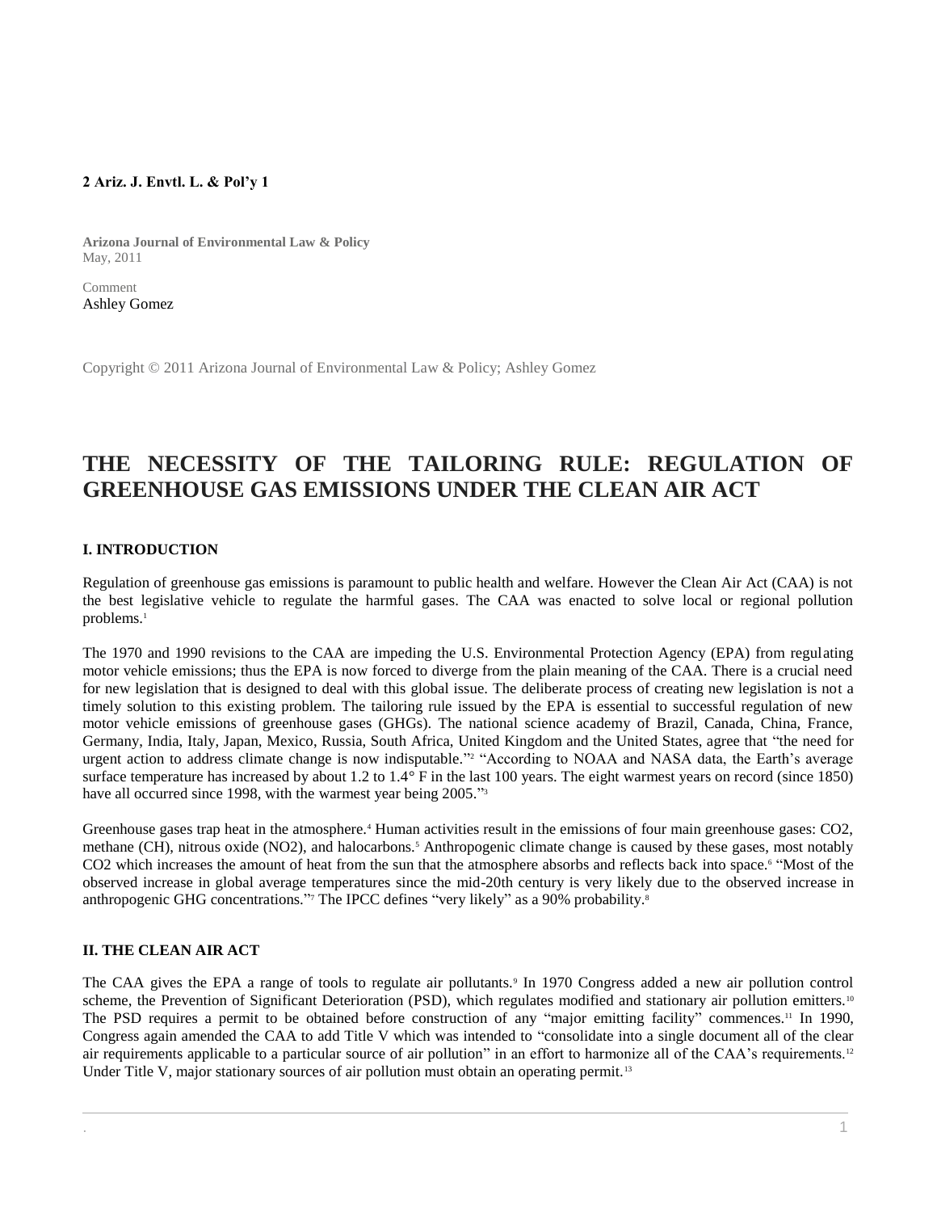**2 Ariz. J. Envtl. L. & Pol'y 1**

**Arizona Journal of Environmental Law & Policy**
May, 2011

Comment
Ashley Gomez

Copyright © 2011 Arizona Journal of Environmental Law & Policy; Ashley Gomez

# THE NECESSITY OF THE TAILORING RULE: REGULATION OF GREENHOUSE GAS EMISSIONS UNDER THE CLEAN AIR ACT

### I. INTRODUCTION

Regulation of greenhouse gas emissions is paramount to public health and welfare. However the Clean Air Act (CAA) is not the best legislative vehicle to regulate the harmful gases. The CAA was enacted to solve local or regional pollution problems.[1]

The 1970 and 1990 revisions to the CAA are impeding the U.S. Environmental Protection Agency (EPA) from regulating motor vehicle emissions; thus the EPA is now forced to diverge from the plain meaning of the CAA. There is a crucial need for new legislation that is designed to deal with this global issue. The deliberate process of creating new legislation is not a timely solution to this existing problem. The tailoring rule issued by the EPA is essential to successful regulation of new motor vehicle emissions of greenhouse gases (GHGs). The national science academy of Brazil, Canada, China, France, Germany, India, Italy, Japan, Mexico, Russia, South Africa, United Kingdom and the United States, agree that "the need for urgent action to address climate change is now indisputable."[2] "According to NOAA and NASA data, the Earth's average surface temperature has increased by about 1.2 to 1.4° F in the last 100 years. The eight warmest years on record (since 1850) have all occurred since 1998, with the warmest year being 2005."[3]

Greenhouse gases trap heat in the atmosphere.[4] Human activities result in the emissions of four main greenhouse gases: CO2, methane (CH), nitrous oxide (NO2), and halocarbons.[5] Anthropogenic climate change is caused by these gases, most notably CO2 which increases the amount of heat from the sun that the atmosphere absorbs and reflects back into space.[6] "Most of the observed increase in global average temperatures since the mid-20th century is very likely due to the observed increase in anthropogenic GHG concentrations."[7] The IPCC defines "very likely" as a 90% probability.[8]

### II. THE CLEAN AIR ACT

The CAA gives the EPA a range of tools to regulate air pollutants.[9] In 1970 Congress added a new air pollution control scheme, the Prevention of Significant Deterioration (PSD), which regulates modified and stationary air pollution emitters.[10] The PSD requires a permit to be obtained before construction of any "major emitting facility" commences.[11] In 1990, Congress again amended the CAA to add Title V which was intended to "consolidate into a single document all of the clear air requirements applicable to a particular source of air pollution" in an effort to harmonize all of the CAA's requirements.[12] Under Title V, major stationary sources of air pollution must obtain an operating permit.[13]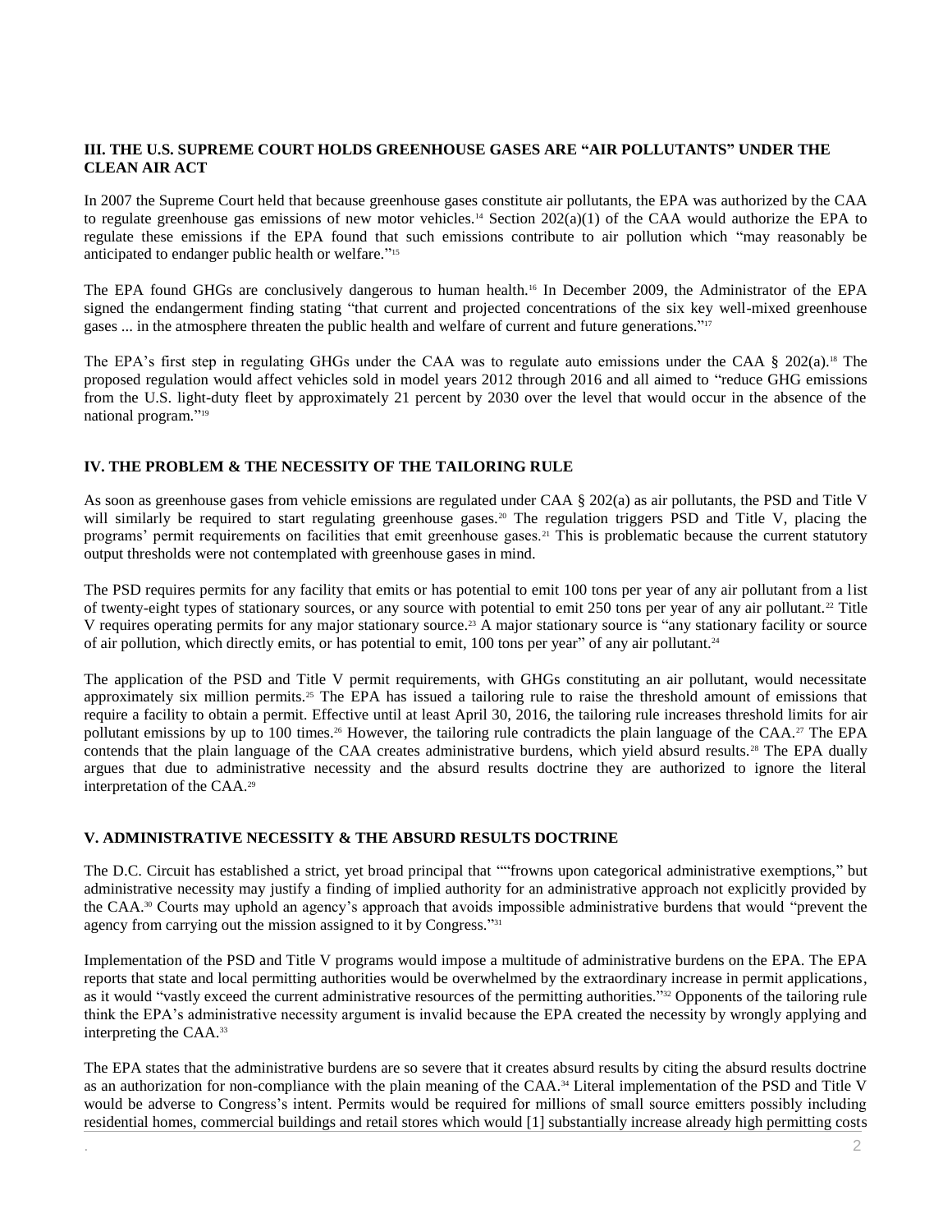### III. THE U.S. SUPREME COURT HOLDS GREENHOUSE GASES ARE "AIR POLLUTANTS" UNDER THE CLEAN AIR ACT

In 2007 the Supreme Court held that because greenhouse gases constitute air pollutants, the EPA was authorized by the CAA to regulate greenhouse gas emissions of new motor vehicles.[14] Section 202(a)(1) of the CAA would authorize the EPA to regulate these emissions if the EPA found that such emissions contribute to air pollution which "may reasonably be anticipated to endanger public health or welfare."[15]

The EPA found GHGs are conclusively dangerous to human health.[16] In December 2009, the Administrator of the EPA signed the endangerment finding stating "that current and projected concentrations of the six key well-mixed greenhouse gases ... in the atmosphere threaten the public health and welfare of current and future generations."[17]

The EPA's first step in regulating GHGs under the CAA was to regulate auto emissions under the CAA § 202(a).[18] The proposed regulation would affect vehicles sold in model years 2012 through 2016 and all aimed to "reduce GHG emissions from the U.S. light-duty fleet by approximately 21 percent by 2030 over the level that would occur in the absence of the national program."[19]

### IV. THE PROBLEM & THE NECESSITY OF THE TAILORING RULE

As soon as greenhouse gases from vehicle emissions are regulated under CAA § 202(a) as air pollutants, the PSD and Title V will similarly be required to start regulating greenhouse gases.[20] The regulation triggers PSD and Title V, placing the programs' permit requirements on facilities that emit greenhouse gases.[21] This is problematic because the current statutory output thresholds were not contemplated with greenhouse gases in mind.

The PSD requires permits for any facility that emits or has potential to emit 100 tons per year of any air pollutant from a list of twenty-eight types of stationary sources, or any source with potential to emit 250 tons per year of any air pollutant.[22] Title V requires operating permits for any major stationary source.[23] A major stationary source is "any stationary facility or source of air pollution, which directly emits, or has potential to emit, 100 tons per year" of any air pollutant.[24]

The application of the PSD and Title V permit requirements, with GHGs constituting an air pollutant, would necessitate approximately six million permits.[25] The EPA has issued a tailoring rule to raise the threshold amount of emissions that require a facility to obtain a permit. Effective until at least April 30, 2016, the tailoring rule increases threshold limits for air pollutant emissions by up to 100 times.[26] However, the tailoring rule contradicts the plain language of the CAA.[27] The EPA contends that the plain language of the CAA creates administrative burdens, which yield absurd results.[28] The EPA dually argues that due to administrative necessity and the absurd results doctrine they are authorized to ignore the literal interpretation of the CAA.[29]

### V. ADMINISTRATIVE NECESSITY & THE ABSURD RESULTS DOCTRINE

The D.C. Circuit has established a strict, yet broad principal that ""frowns upon categorical administrative exemptions," but administrative necessity may justify a finding of implied authority for an administrative approach not explicitly provided by the CAA.[30] Courts may uphold an agency's approach that avoids impossible administrative burdens that would "prevent the agency from carrying out the mission assigned to it by Congress."[31]

Implementation of the PSD and Title V programs would impose a multitude of administrative burdens on the EPA. The EPA reports that state and local permitting authorities would be overwhelmed by the extraordinary increase in permit applications, as it would "vastly exceed the current administrative resources of the permitting authorities."[32] Opponents of the tailoring rule think the EPA's administrative necessity argument is invalid because the EPA created the necessity by wrongly applying and interpreting the CAA.[33]

The EPA states that the administrative burdens are so severe that it creates absurd results by citing the absurd results doctrine as an authorization for non-compliance with the plain meaning of the CAA.[34] Literal implementation of the PSD and Title V would be adverse to Congress's intent. Permits would be required for millions of small source emitters possibly including residential homes, commercial buildings and retail stores which would [1] substantially increase already high permitting costs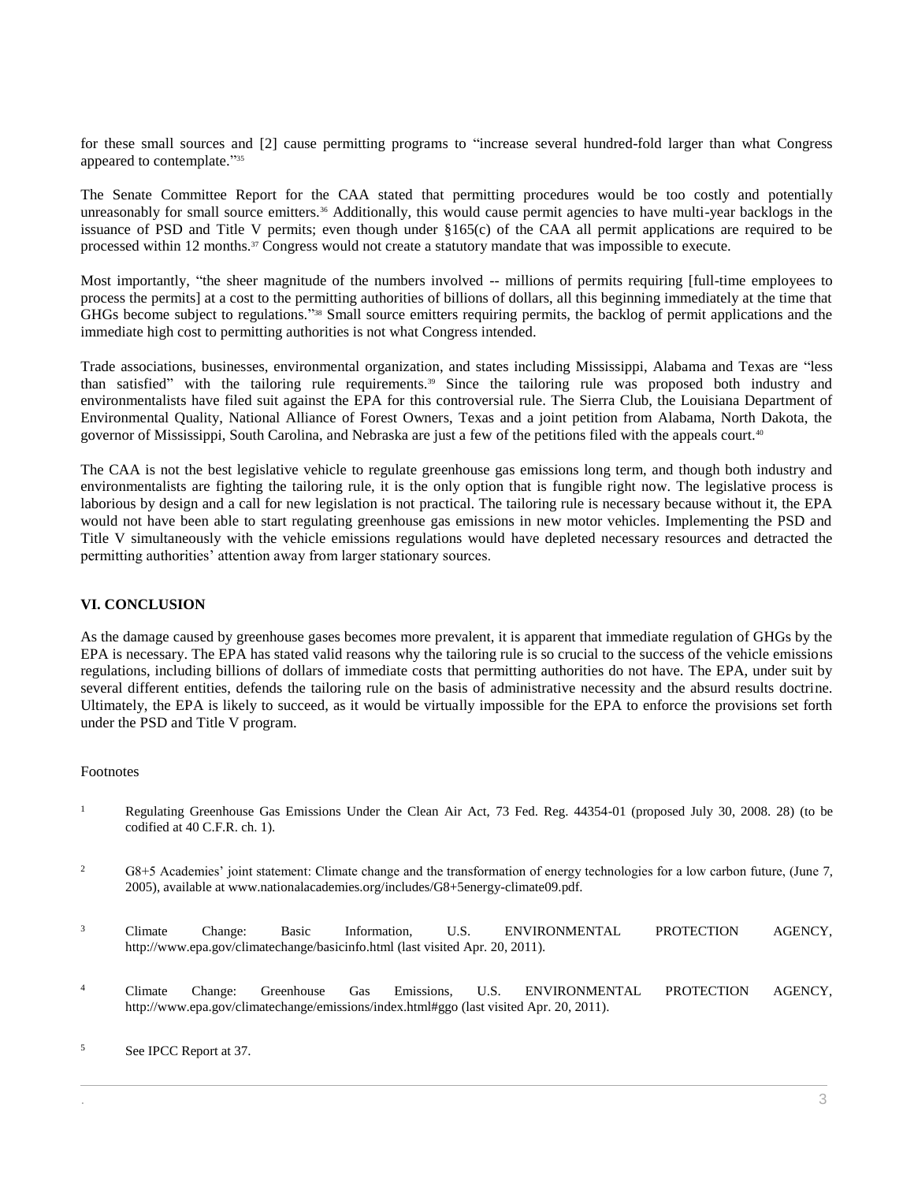for these small sources and [2] cause permitting programs to "increase several hundred-fold larger than what Congress appeared to contemplate."[35]

The Senate Committee Report for the CAA stated that permitting procedures would be too costly and potentially unreasonably for small source emitters.[36] Additionally, this would cause permit agencies to have multi-year backlogs in the issuance of PSD and Title V permits; even though under §165(c) of the CAA all permit applications are required to be processed within 12 months.[37] Congress would not create a statutory mandate that was impossible to execute.

Most importantly, "the sheer magnitude of the numbers involved -- millions of permits requiring [full-time employees to process the permits] at a cost to the permitting authorities of billions of dollars, all this beginning immediately at the time that GHGs become subject to regulations."[38] Small source emitters requiring permits, the backlog of permit applications and the immediate high cost to permitting authorities is not what Congress intended.

Trade associations, businesses, environmental organization, and states including Mississippi, Alabama and Texas are "less than satisfied" with the tailoring rule requirements.[39] Since the tailoring rule was proposed both industry and environmentalists have filed suit against the EPA for this controversial rule. The Sierra Club, the Louisiana Department of Environmental Quality, National Alliance of Forest Owners, Texas and a joint petition from Alabama, North Dakota, the governor of Mississippi, South Carolina, and Nebraska are just a few of the petitions filed with the appeals court.[40]

The CAA is not the best legislative vehicle to regulate greenhouse gas emissions long term, and though both industry and environmentalists are fighting the tailoring rule, it is the only option that is fungible right now. The legislative process is laborious by design and a call for new legislation is not practical. The tailoring rule is necessary because without it, the EPA would not have been able to start regulating greenhouse gas emissions in new motor vehicles. Implementing the PSD and Title V simultaneously with the vehicle emissions regulations would have depleted necessary resources and detracted the permitting authorities' attention away from larger stationary sources.

### VI. CONCLUSION

As the damage caused by greenhouse gases becomes more prevalent, it is apparent that immediate regulation of GHGs by the EPA is necessary. The EPA has stated valid reasons why the tailoring rule is so crucial to the success of the vehicle emissions regulations, including billions of dollars of immediate costs that permitting authorities do not have. The EPA, under suit by several different entities, defends the tailoring rule on the basis of administrative necessity and the absurd results doctrine. Ultimately, the EPA is likely to succeed, as it would be virtually impossible for the EPA to enforce the provisions set forth under the PSD and Title V program.

Footnotes

1. Regulating Greenhouse Gas Emissions Under the Clean Air Act, 73 Fed. Reg. 44354-01 (proposed July 30, 2008. 28) (to be codified at 40 C.F.R. ch. 1).

2. G8+5 Academies' joint statement: Climate change and the transformation of energy technologies for a low carbon future, (June 7, 2005), available at www.nationalacademies.org/includes/G8+5energy-climate09.pdf.

3. Climate Change: Basic Information, U.S. ENVIRONMENTAL PROTECTION AGENCY, http://www.epa.gov/climatechange/basicinfo.html (last visited Apr. 20, 2011).

4. Climate Change: Greenhouse Gas Emissions, U.S. ENVIRONMENTAL PROTECTION AGENCY, http://www.epa.gov/climatechange/emissions/index.html#ggo (last visited Apr. 20, 2011).

5. See IPCC Report at 37.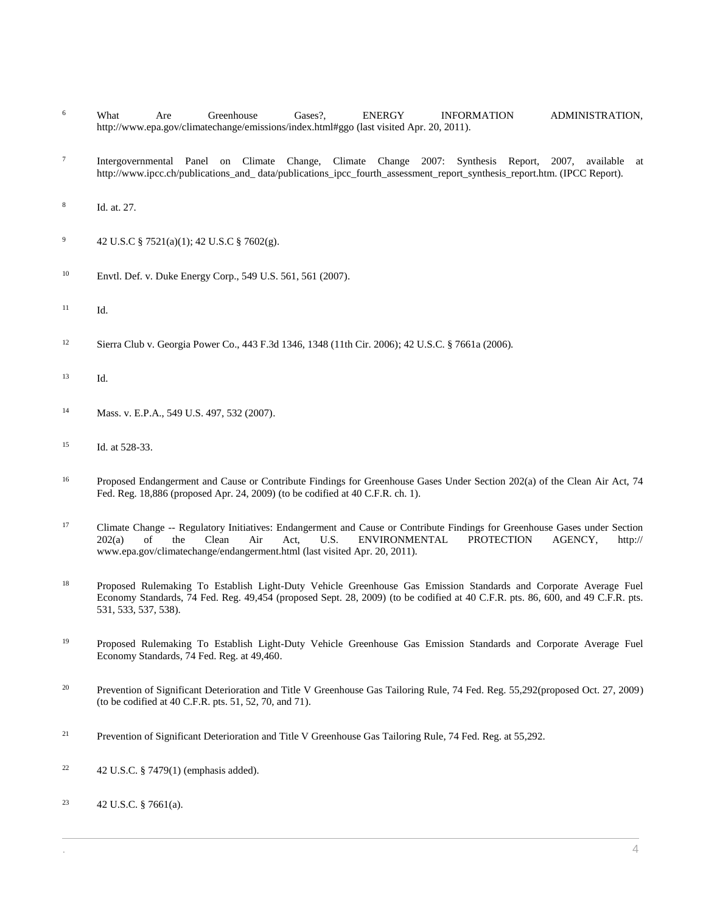6 What Are Greenhouse Gases?, ENERGY INFORMATION ADMINISTRATION, http://www.epa.gov/climatechange/emissions/index.html#ggo (last visited Apr. 20, 2011).

7 Intergovernmental Panel on Climate Change, Climate Change 2007: Synthesis Report, 2007, available at http://www.ipcc.ch/publications_and_ data/publications_ipcc_fourth_assessment_report_synthesis_report.htm. (IPCC Report).

8 Id. at. 27.

9 42 U.S.C § 7521(a)(1); 42 U.S.C § 7602(g).

10 Envtl. Def. v. Duke Energy Corp., 549 U.S. 561, 561 (2007).

11 Id.

12 Sierra Club v. Georgia Power Co., 443 F.3d 1346, 1348 (11th Cir. 2006); 42 U.S.C. § 7661a (2006).

13 Id.

14 Mass. v. E.P.A., 549 U.S. 497, 532 (2007).

15 Id. at 528-33.

16 Proposed Endangerment and Cause or Contribute Findings for Greenhouse Gases Under Section 202(a) of the Clean Air Act, 74 Fed. Reg. 18,886 (proposed Apr. 24, 2009) (to be codified at 40 C.F.R. ch. 1).

17 Climate Change -- Regulatory Initiatives: Endangerment and Cause or Contribute Findings for Greenhouse Gases under Section 202(a) of the Clean Air Act, U.S. ENVIRONMENTAL PROTECTION AGENCY, http:// www.epa.gov/climatechange/endangerment.html (last visited Apr. 20, 2011).

18 Proposed Rulemaking To Establish Light-Duty Vehicle Greenhouse Gas Emission Standards and Corporate Average Fuel Economy Standards, 74 Fed. Reg. 49,454 (proposed Sept. 28, 2009) (to be codified at 40 C.F.R. pts. 86, 600, and 49 C.F.R. pts. 531, 533, 537, 538).

19 Proposed Rulemaking To Establish Light-Duty Vehicle Greenhouse Gas Emission Standards and Corporate Average Fuel Economy Standards, 74 Fed. Reg. at 49,460.

20 Prevention of Significant Deterioration and Title V Greenhouse Gas Tailoring Rule, 74 Fed. Reg. 55,292(proposed Oct. 27, 2009) (to be codified at 40 C.F.R. pts. 51, 52, 70, and 71).

21 Prevention of Significant Deterioration and Title V Greenhouse Gas Tailoring Rule, 74 Fed. Reg. at 55,292.

22 42 U.S.C. § 7479(1) (emphasis added).

23 42 U.S.C. § 7661(a).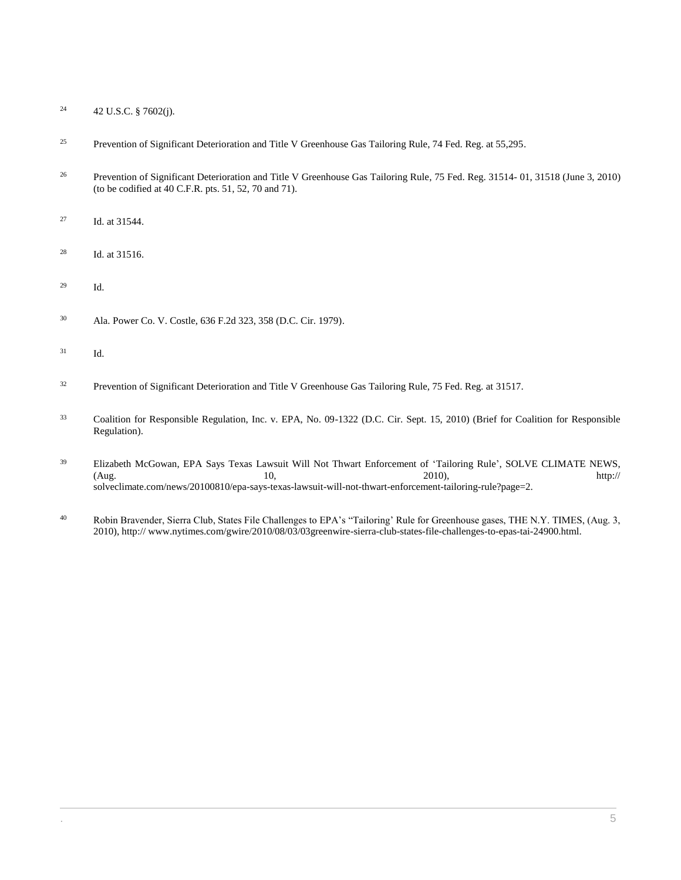[24] 42 U.S.C. § 7602(j).

[25] Prevention of Significant Deterioration and Title V Greenhouse Gas Tailoring Rule, 74 Fed. Reg. at 55,295.

[26] Prevention of Significant Deterioration and Title V Greenhouse Gas Tailoring Rule, 75 Fed. Reg. 31514- 01, 31518 (June 3, 2010) (to be codified at 40 C.F.R. pts. 51, 52, 70 and 71).

[27] Id. at 31544.

[28] Id. at 31516.

[29] Id.

[30] Ala. Power Co. V. Costle, 636 F.2d 323, 358 (D.C. Cir. 1979).

[31] Id.

[32] Prevention of Significant Deterioration and Title V Greenhouse Gas Tailoring Rule, 75 Fed. Reg. at 31517.

[33] Coalition for Responsible Regulation, Inc. v. EPA, No. 09-1322 (D.C. Cir. Sept. 15, 2010) (Brief for Coalition for Responsible Regulation).

[39] Elizabeth McGowan, EPA Says Texas Lawsuit Will Not Thwart Enforcement of 'Tailoring Rule', SOLVE CLIMATE NEWS, (Aug. 10, 2010), http:// solveclimate.com/news/20100810/epa-says-texas-lawsuit-will-not-thwart-enforcement-tailoring-rule?page=2.

[40] Robin Bravender, Sierra Club, States File Challenges to EPA's "Tailoring' Rule for Greenhouse gases, THE N.Y. TIMES, (Aug. 3, 2010), http:// www.nytimes.com/gwire/2010/08/03/03greenwire-sierra-club-states-file-challenges-to-epas-tai-24900.html.